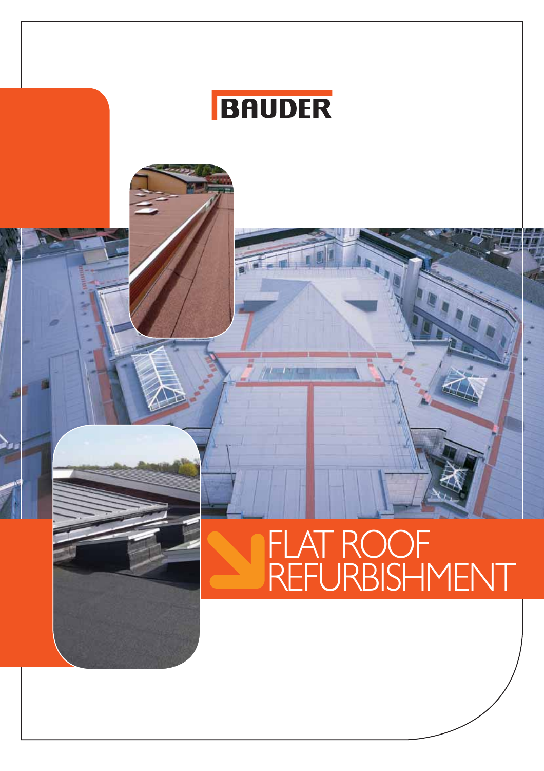BAUDER

# FLAT ROOF REFURBISHMENT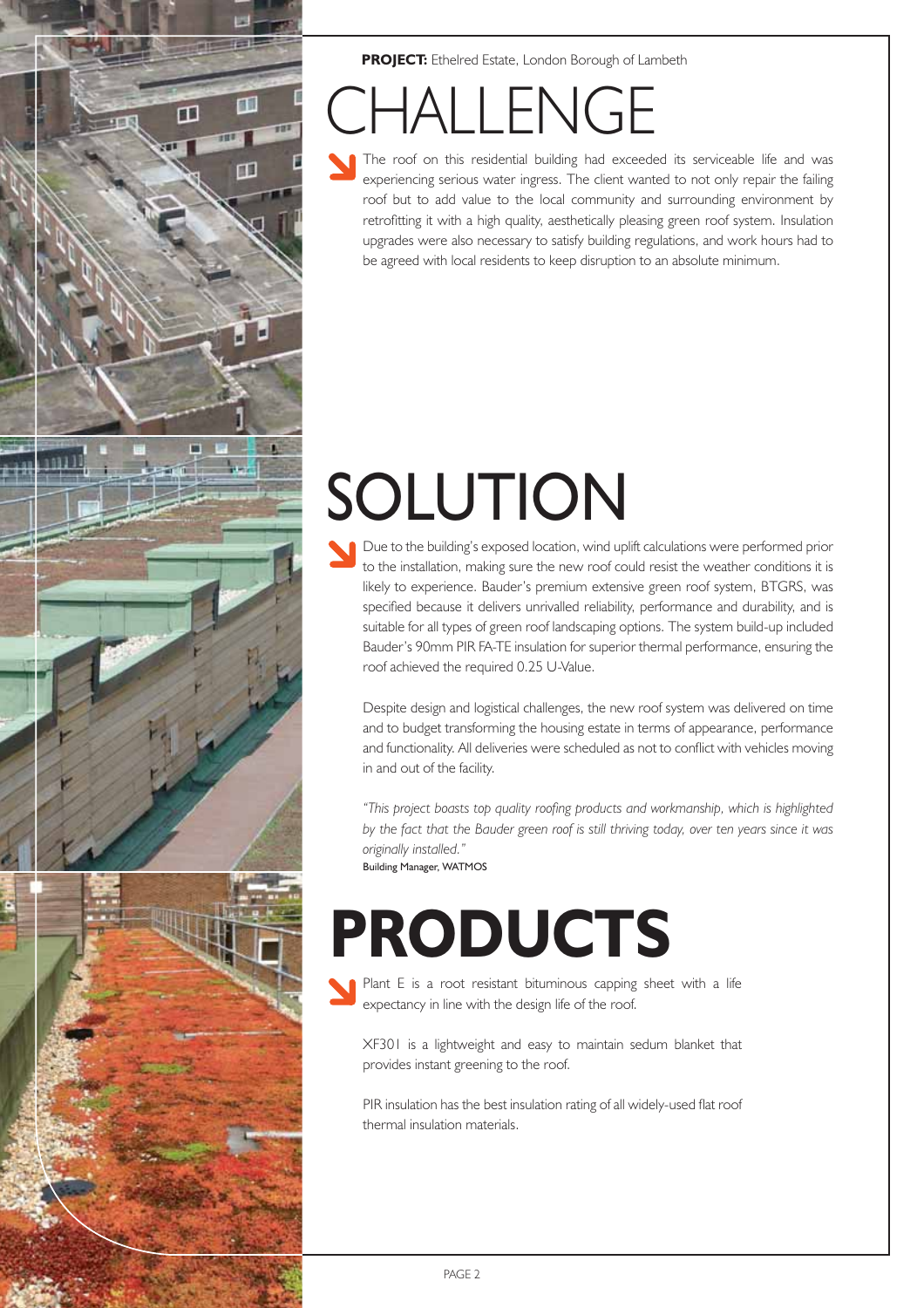**PROJECT:** Ethelred Estate, London Borough of Lambeth

# CHALLENGE

The roof on this residential building had exceeded its serviceable life and was experiencing serious water ingress. The client wanted to not only repair the failing roof but to add value to the local community and surrounding environment by retrofitting it with a high quality, aesthetically pleasing green roof system. Insulation upgrades were also necessary to satisfy building regulations, and work hours had to be agreed with local residents to keep disruption to an absolute minimum.

# SOLUTION

Due to the building's exposed location, wind uplift calculations were performed prior to the installation, making sure the new roof could resist the weather conditions it is likely to experience. Bauder's premium extensive green roof system, BTGRS, was specified because it delivers unrivalled reliability, performance and durability, and is suitable for all types of green roof landscaping options. The system build-up included Bauder's 90mm PIR FA-TE insulation for superior thermal performance, ensuring the roof achieved the required 0.25 U-Value.

Despite design and logistical challenges, the new roof system was delivered on time and to budget transforming the housing estate in terms of appearance, performance and functionality. All deliveries were scheduled as not to conflict with vehicles moving in and out of the facility.

*"This project boasts top quality roofing products and workmanship, which is highlighted by the fact that the Bauder green roof is still thriving today, over ten years since it was originally installed."*
Building Manager, WATMOS

# PRODUCTS

Plant E is a root resistant bituminous capping sheet with a life expectancy in line with the design life of the roof.

XF301 is a lightweight and easy to maintain sedum blanket that provides instant greening to the roof.

PIR insulation has the best insulation rating of all widely-used flat roof thermal insulation materials.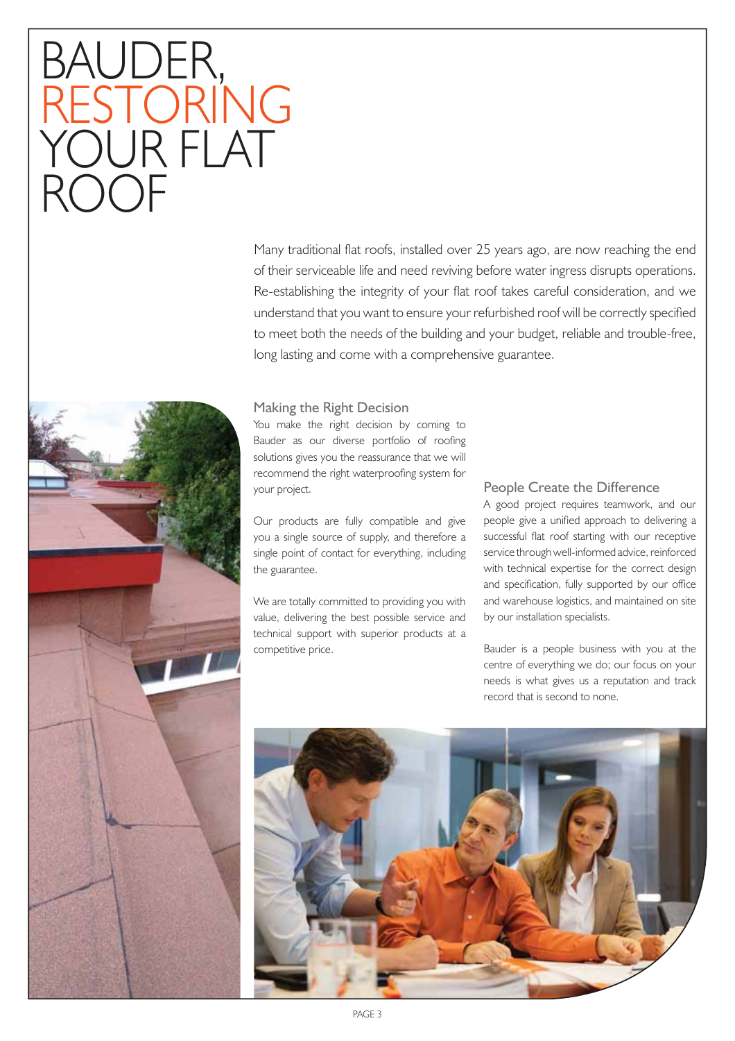# BAUDER, RESTORING YOUR FLAT ROOF

Many traditional flat roofs, installed over 25 years ago, are now reaching the end of their serviceable life and need reviving before water ingress disrupts operations. Re-establishing the integrity of your flat roof takes careful consideration, and we understand that you want to ensure your refurbished roof will be correctly specified to meet both the needs of the building and your budget, reliable and trouble-free, long lasting and come with a comprehensive guarantee.

## Making the Right Decision

You make the right decision by coming to Bauder as our diverse portfolio of roofing solutions gives you the reassurance that we will recommend the right waterproofing system for your project.

Our products are fully compatible and give you a single source of supply, and therefore a single point of contact for everything, including the guarantee.

We are totally committed to providing you with value, delivering the best possible service and technical support with superior products at a competitive price.

## People Create the Difference

A good project requires teamwork, and our people give a unified approach to delivering a successful flat roof starting with our receptive service through well-informed advice, reinforced with technical expertise for the correct design and specification, fully supported by our office and warehouse logistics, and maintained on site by our installation specialists.

Bauder is a people business with you at the centre of everything we do; our focus on your needs is what gives us a reputation and track record that is second to none.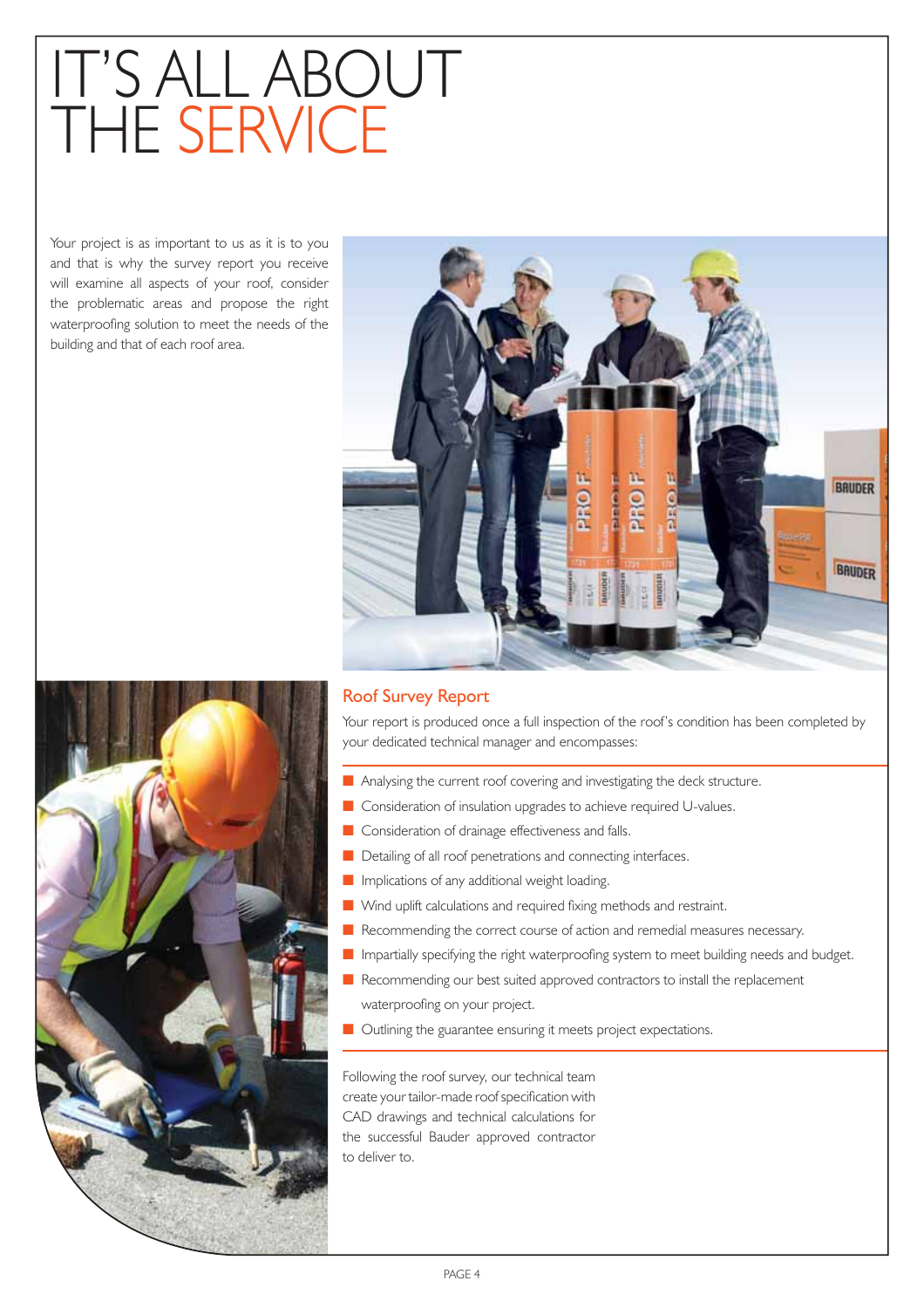# IT'S ALL ABOUT THE SERVICE

Your project is as important to us as it is to you and that is why the survey report you receive will examine all aspects of your roof, consider the problematic areas and propose the right waterproofing solution to meet the needs of the building and that of each roof area.

## Roof Survey Report

Your report is produced once a full inspection of the roof's condition has been completed by your dedicated technical manager and encompasses:

- Analysing the current roof covering and investigating the deck structure.
- Consideration of insulation upgrades to achieve required U-values.
- Consideration of drainage effectiveness and falls.
- Detailing of all roof penetrations and connecting interfaces.
- Implications of any additional weight loading.
- Wind uplift calculations and required fixing methods and restraint.
- Recommending the correct course of action and remedial measures necessary.
- Impartially specifying the right waterproofing system to meet building needs and budget.
- Recommending our best suited approved contractors to install the replacement waterproofing on your project.
- Outlining the guarantee ensuring it meets project expectations.

Following the roof survey, our technical team create your tailor-made roof specification with CAD drawings and technical calculations for the successful Bauder approved contractor to deliver to.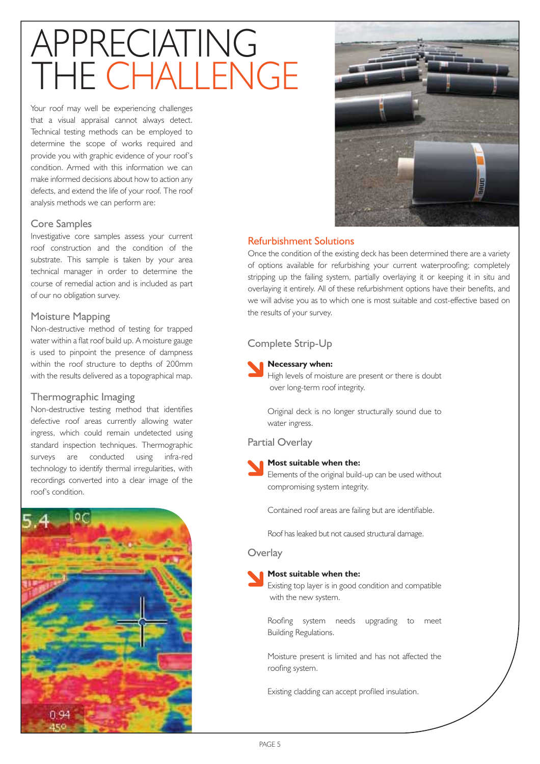# APPRECIATING THE CHALLENGE

Your roof may well be experiencing challenges that a visual appraisal cannot always detect. Technical testing methods can be employed to determine the scope of works required and provide you with graphic evidence of your roof's condition. Armed with this information we can make informed decisions about how to action any defects, and extend the life of your roof. The roof analysis methods we can perform are:

## Core Samples

Investigative core samples assess your current roof construction and the condition of the substrate. This sample is taken by your area technical manager in order to determine the course of remedial action and is included as part of our no obligation survey.

## Moisture Mapping

Non-destructive method of testing for trapped water within a flat roof build up. A moisture gauge is used to pinpoint the presence of dampness within the roof structure to depths of 200mm with the results delivered as a topographical map.

## Thermographic Imaging

Non-destructive testing method that identifies defective roof areas currently allowing water ingress, which could remain undetected using standard inspection techniques. Thermographic surveys are conducted using infra-red technology to identify thermal irregularities, with recordings converted into a clear image of the roof's condition.

## Refurbishment Solutions

Once the condition of the existing deck has been determined there are a variety of options available for refurbishing your current waterproofing; completely stripping up the failing system, partially overlaying it or keeping it in situ and overlaying it entirely. All of these refurbishment options have their benefits, and we will advise you as to which one is most suitable and cost-effective based on the results of your survey.

### Complete Strip-Up

**Necessary when:**

High levels of moisture are present or there is doubt over long-term roof integrity.

Original deck is no longer structurally sound due to water ingress.

### Partial Overlay

**Most suitable when the:**

Elements of the original build-up can be used without compromising system integrity.

Contained roof areas are failing but are identifiable.

Roof has leaked but not caused structural damage.

### Overlay

**Most suitable when the:**

Existing top layer is in good condition and compatible with the new system.

Roofing system needs upgrading to meet Building Regulations.

Moisture present is limited and has not affected the roofing system.

Existing cladding can accept profiled insulation.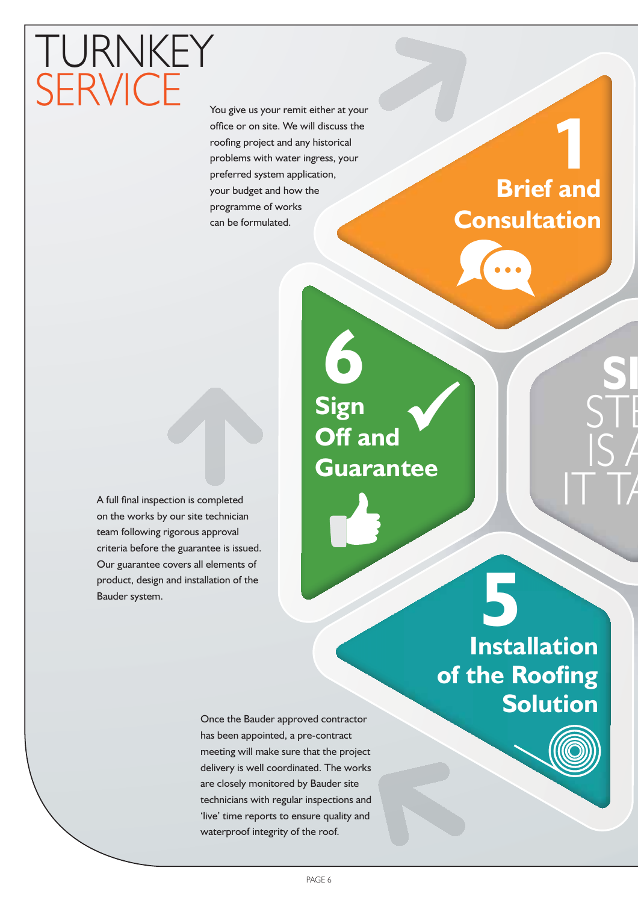# TURNKEY SERVICE

## 1 Brief and Consultation

You give us your remit either at your office or on site. We will discuss the roofing project and any historical problems with water ingress, your preferred system application, your budget and how the programme of works can be formulated.

## 6 Sign Off and Guarantee

A full final inspection is completed on the works by our site technician team following rigorous approval criteria before the guarantee is issued. Our guarantee covers all elements of product, design and installation of the Bauder system.

## 5 Installation of the Roofing Solution

Once the Bauder approved contractor has been appointed, a pre-contract meeting will make sure that the project delivery is well coordinated. The works are closely monitored by Bauder site technicians with regular inspections and 'live' time reports to ensure quality and waterproof integrity of the roof.

SI
STE
IS A
IT TA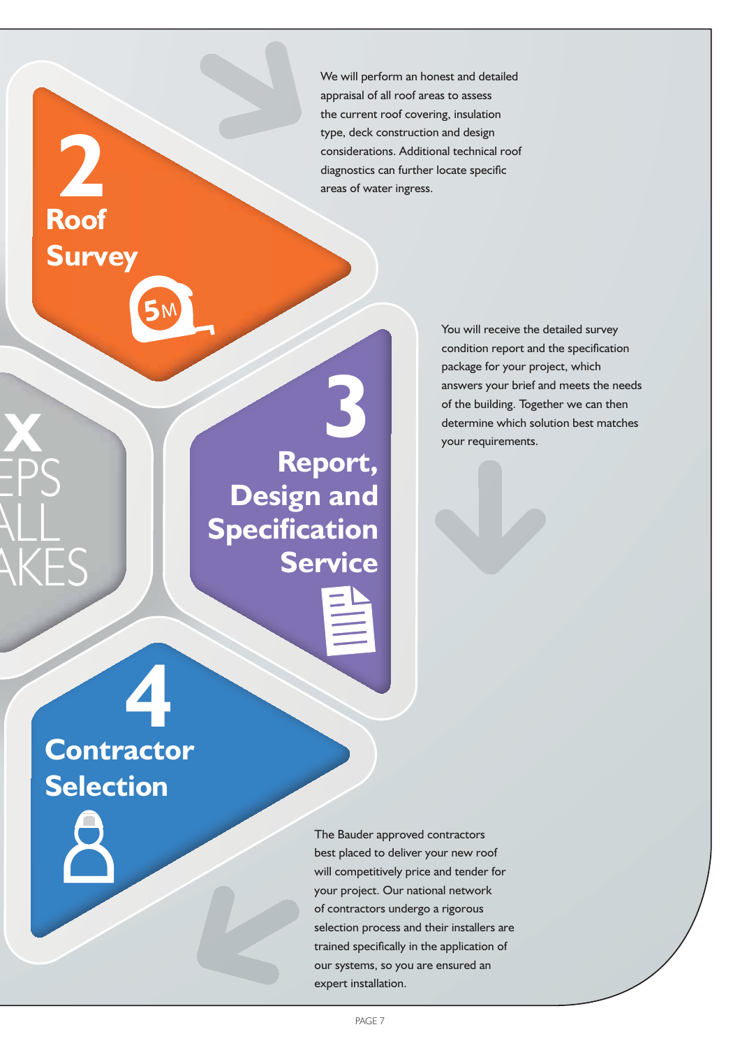## 2 Roof Survey

We will perform an honest and detailed appraisal of all roof areas to assess the current roof covering, insulation type, deck construction and design considerations. Additional technical roof diagnostics can further locate specific areas of water ingress.

## 3 Report, Design and Specification Service

You will receive the detailed survey condition report and the specification package for your project, which answers your brief and meets the needs of the building. Together we can then determine which solution best matches your requirements.

## 4 Contractor Selection

The Bauder approved contractors best placed to deliver your new roof will competitively price and tender for your project. Our national network of contractors undergo a rigorous selection process and their installers are trained specifically in the application of our systems, so you are ensured an expert installation.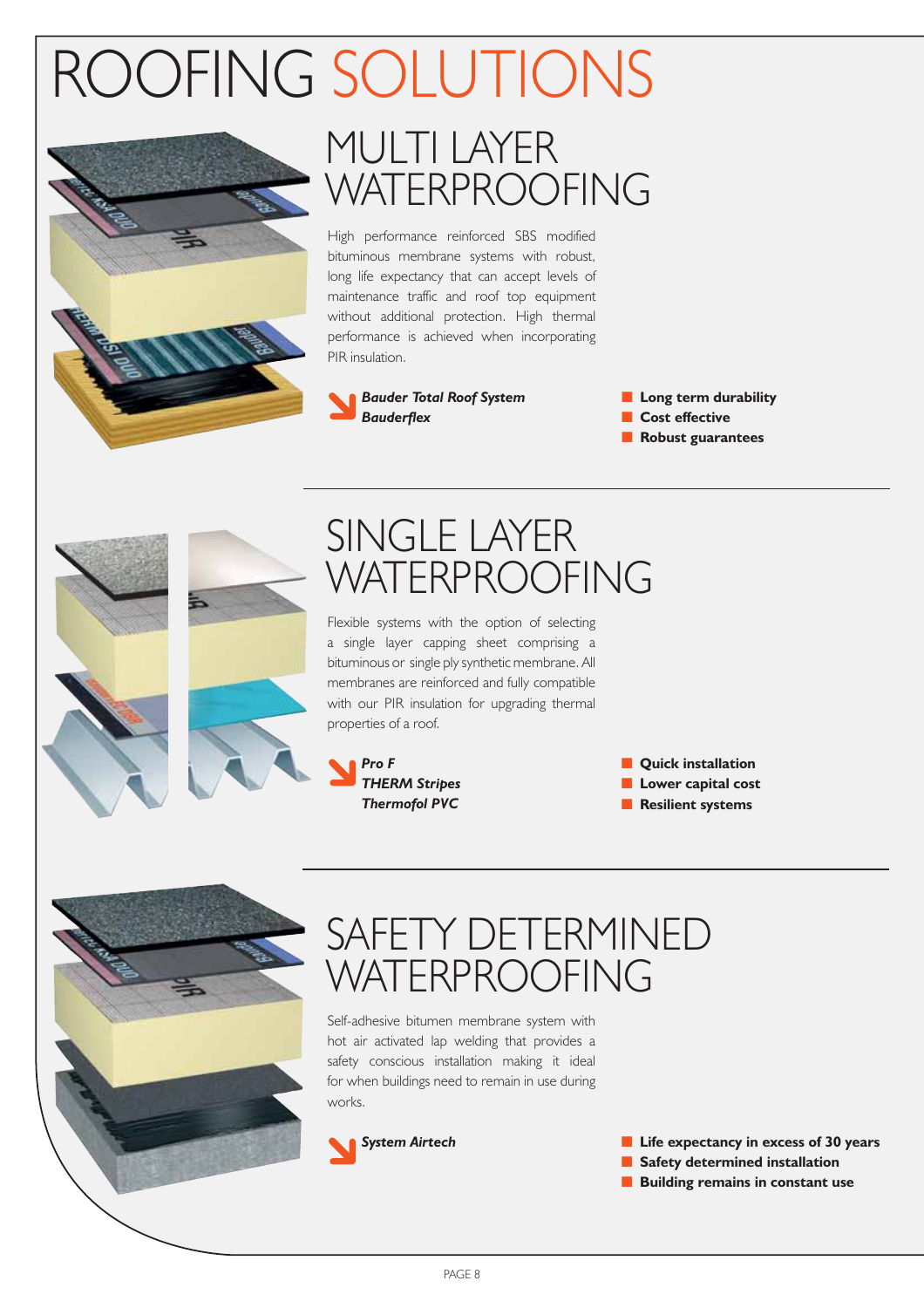# ROOFING SOLUTIONS

## MULTI LAYER WATERPROOFING

High performance reinforced SBS modified bituminous membrane systems with robust, long life expectancy that can accept levels of maintenance traffic and roof top equipment without additional protection. High thermal performance is achieved when incorporating PIR insulation.

***Bauder Total Roof System***
***Bauderflex***

- **Long term durability**
- **Cost effective**
- **Robust guarantees**

## SINGLE LAYER WATERPROOFING

Flexible systems with the option of selecting a single layer capping sheet comprising a bituminous or single ply synthetic membrane. All membranes are reinforced and fully compatible with our PIR insulation for upgrading thermal properties of a roof.

***Pro F***
***THERM Stripes***
***Thermofol PVC***

- **Quick installation**
- **Lower capital cost**
- **Resilient systems**

## SAFETY DETERMINED WATERPROOFING

Self-adhesive bitumen membrane system with hot air activated lap welding that provides a safety conscious installation making it ideal for when buildings need to remain in use during works.

***System Airtech***

- **Life expectancy in excess of 30 years**
- **Safety determined installation**
- **Building remains in constant use**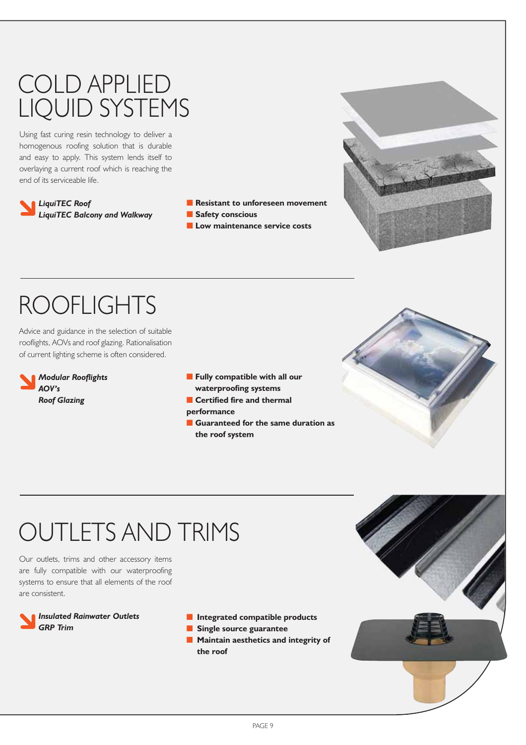# COLD APPLIED LIQUID SYSTEMS

Using fast curing resin technology to deliver a homogenous roofing solution that is durable and easy to apply. This system lends itself to overlaying a current roof which is reaching the end of its serviceable life.

***LiquiTEC Roof***
***LiquiTEC Balcony and Walkway***

- **Resistant to unforeseen movement**
- **Safety conscious**
- **Low maintenance service costs**

# ROOFLIGHTS

Advice and guidance in the selection of suitable rooflights, AOVs and roof glazing. Rationalisation of current lighting scheme is often considered.

***Modular Rooflights***
***AOV's***
***Roof Glazing***

- **Fully compatible with all our waterproofing systems**
- **Certified fire and thermal performance**
- **Guaranteed for the same duration as the roof system**

# OUTLETS AND TRIMS

Our outlets, trims and other accessory items are fully compatible with our waterproofing systems to ensure that all elements of the roof are consistent.

***Insulated Rainwater Outlets***
***GRP Trim***

- **Integrated compatible products**
- **Single source guarantee**
- **Maintain aesthetics and integrity of the roof**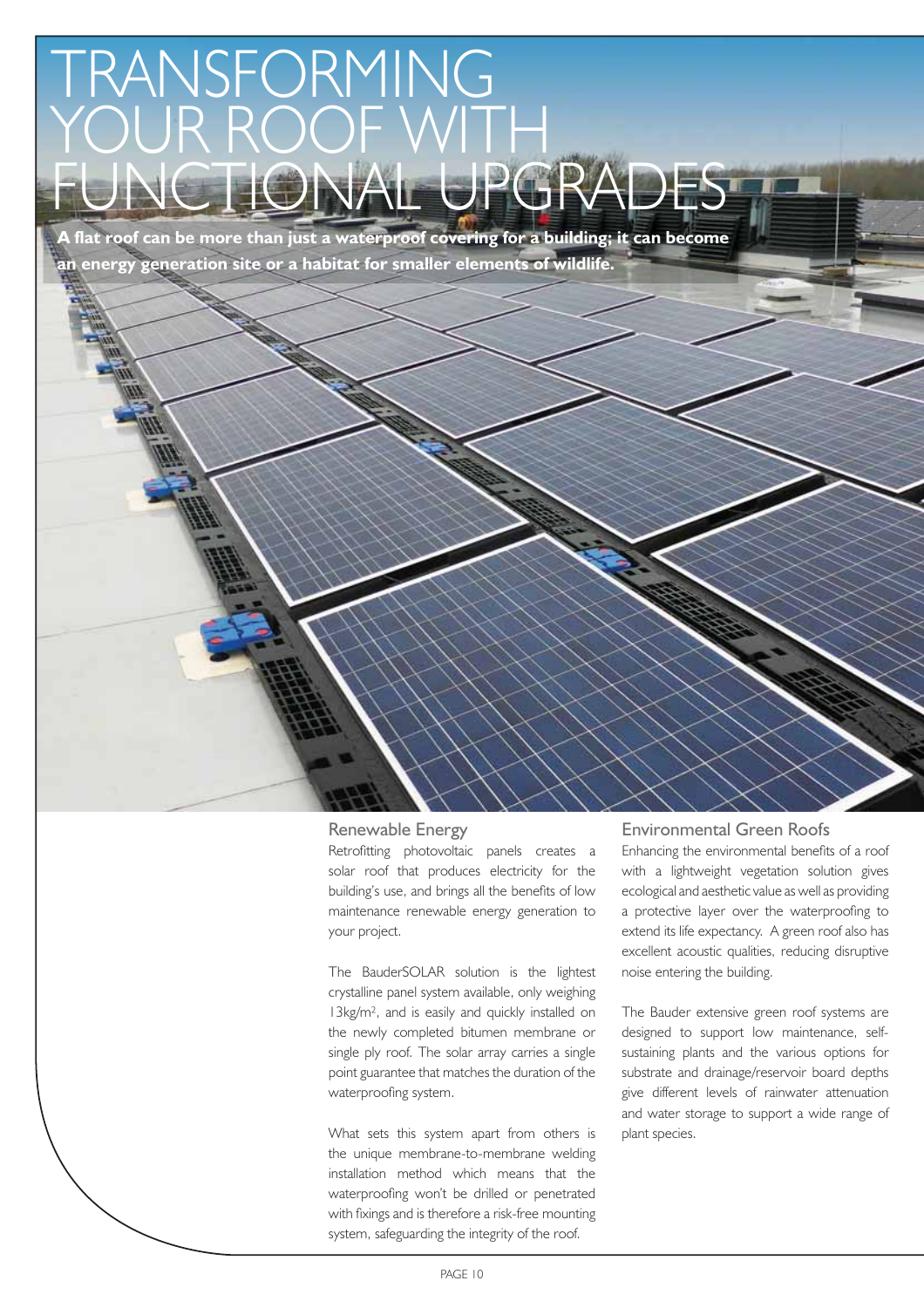# TRANSFORMING YOUR ROOF WITH FUNCTIONAL UPGRADES

**A flat roof can be more than just a waterproof covering for a building; it can become an energy generation site or a habitat for smaller elements of wildlife.**

## Renewable Energy

Retrofitting photovoltaic panels creates a solar roof that produces electricity for the building's use, and brings all the benefits of low maintenance renewable energy generation to your project.

The BauderSOLAR solution is the lightest crystalline panel system available, only weighing 13kg/m$^2$, and is easily and quickly installed on the newly completed bitumen membrane or single ply roof. The solar array carries a single point guarantee that matches the duration of the waterproofing system.

What sets this system apart from others is the unique membrane-to-membrane welding installation method which means that the waterproofing won't be drilled or penetrated with fixings and is therefore a risk-free mounting system, safeguarding the integrity of the roof.

## Environmental Green Roofs

Enhancing the environmental benefits of a roof with a lightweight vegetation solution gives ecological and aesthetic value as well as providing a protective layer over the waterproofing to extend its life expectancy. A green roof also has excellent acoustic qualities, reducing disruptive noise entering the building.

The Bauder extensive green roof systems are designed to support low maintenance, self-sustaining plants and the various options for substrate and drainage/reservoir board depths give different levels of rainwater attenuation and water storage to support a wide range of plant species.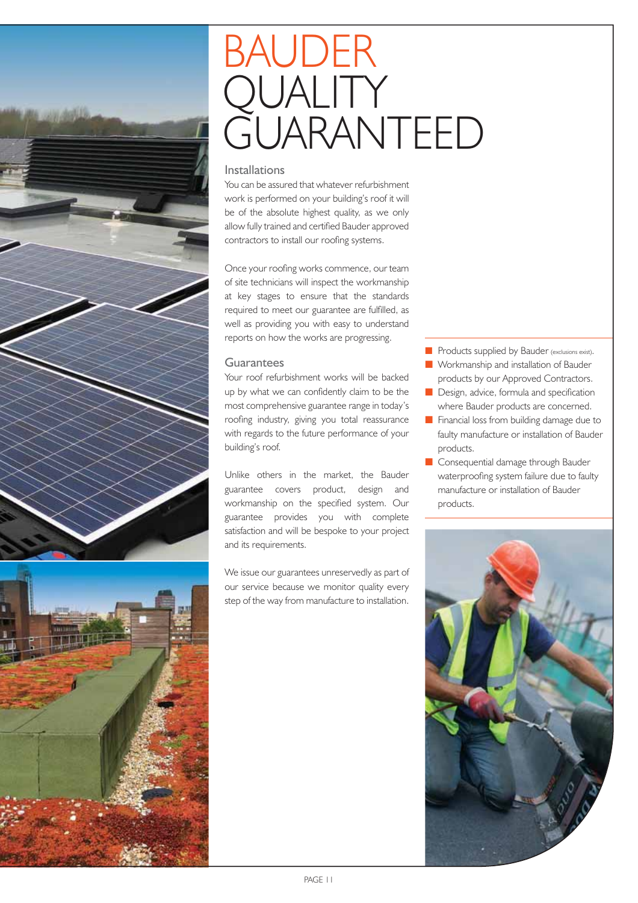# BAUDER QUALITY GUARANTEED

## Installations

You can be assured that whatever refurbishment work is performed on your building's roof it will be of the absolute highest quality, as we only allow fully trained and certified Bauder approved contractors to install our roofing systems.

Once your roofing works commence, our team of site technicians will inspect the workmanship at key stages to ensure that the standards required to meet our guarantee are fulfilled, as well as providing you with easy to understand reports on how the works are progressing.

## Guarantees

Your roof refurbishment works will be backed up by what we can confidently claim to be the most comprehensive guarantee range in today's roofing industry, giving you total reassurance with regards to the future performance of your building's roof.

Unlike others in the market, the Bauder guarantee covers product, design and workmanship on the specified system. Our guarantee provides you with complete satisfaction and will be bespoke to your project and its requirements.

We issue our guarantees unreservedly as part of our service because we monitor quality every step of the way from manufacture to installation.

- Products supplied by Bauder (exclusions exist).
- Workmanship and installation of Bauder products by our Approved Contractors.
- Design, advice, formula and specification where Bauder products are concerned.
- Financial loss from building damage due to faulty manufacture or installation of Bauder products.
- Consequential damage through Bauder waterproofing system failure due to faulty manufacture or installation of Bauder products.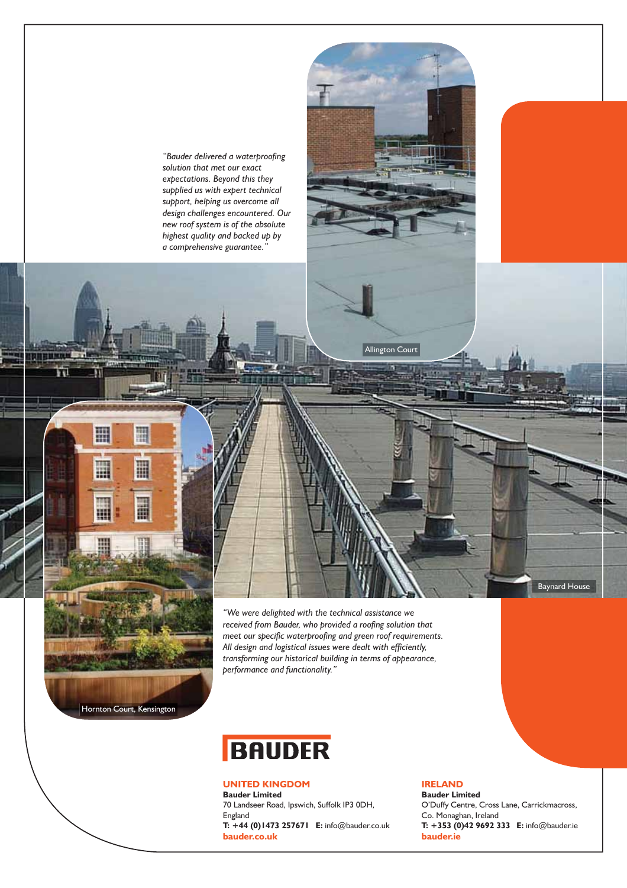*"Bauder delivered a waterproofing solution that met our exact expectations. Beyond this they supplied us with expert technical support, helping us overcome all design challenges encountered. Our new roof system is of the absolute highest quality and backed up by a comprehensive guarantee."*

Allington Court

Baynard House

Hornton Court, Kensington

*"We were delighted with the technical assistance we received from Bauder, who provided a roofing solution that meet our specific waterproofing and green roof requirements. All design and logistical issues were dealt with efficiently, transforming our historical building in terms of appearance, performance and functionality."*

BAUDER

**UNITED KINGDOM**

**Bauder Limited**
70 Landseer Road, Ipswich, Suffolk IP3 0DH, England
**T: +44 (0)1473 257671** **E:** info@bauder.co.uk
**bauder.co.uk**

**IRELAND**

**Bauder Limited**
O'Duffy Centre, Cross Lane, Carrickmacross, Co. Monaghan, Ireland
**T: +353 (0)42 9692 333** **E:** info@bauder.ie
**bauder.ie**